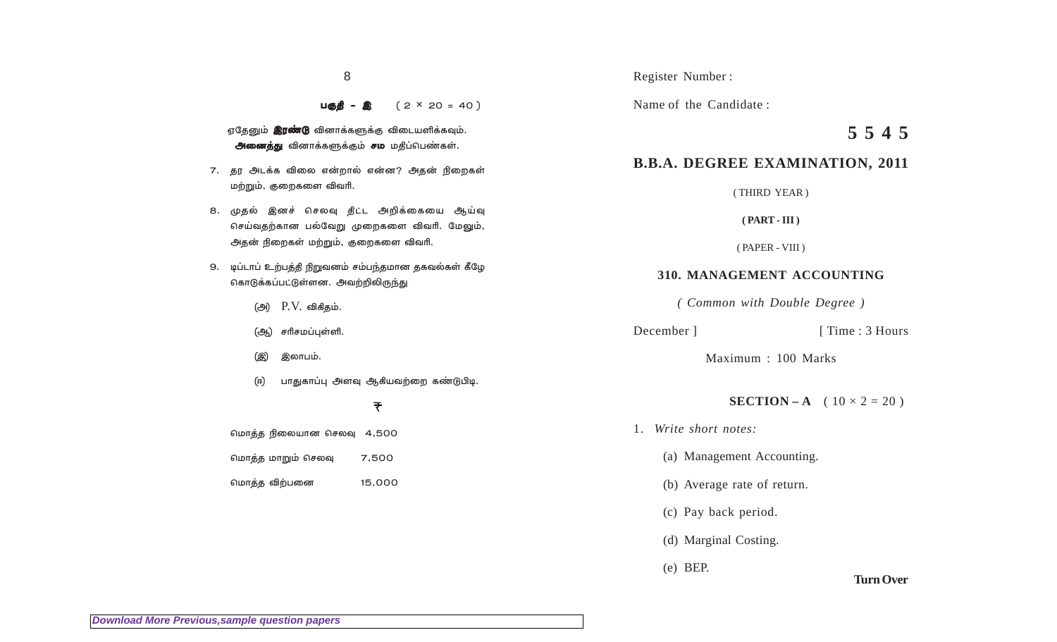பகுதி - இ (2 × 20 = 40)

ஏதேனும் **இரண்டு** வினாக்களுக்கு விடையளிக்கவும். **அனைத்து** வினாக்களுக்கும் **சம** மதிப்பெண்கள்.

7. தர அடக்க விலை என்றால் என்ன? அதன் நிறைகள் மற்றும், குறைகளை விவரி.

8. முதல் இனச் செலவு திட்ட அறிக்கையை ஆய்வு செய்வதற்கான பல்வேறு முறைகளை விவரி. மேலும், அதன் நிறைகள் மற்றும், குறைகளை விவரி.

9. டிப்டாப் உற்பத்தி நிறுவனம் சம்பந்தமான தகவல்கள் கீழே கொடுக்கப்பட்டுள்ளன. அவற்றிலிருந்து

   (அ) P.V. விகிதம்.

   (ஆ) சரிசமப்புள்ளி.

   (இ) இலாபம்.

   (ஈ) பாதுகாப்பு அளவு ஆகியவற்றை கண்டுபிடி.

| | ₹ |
|---|---|
| மொத்த நிலையான செலவு | 4,500 |
| மொத்த மாறும் செலவு | 7,500 |
| மொத்த விற்பனை | 15,000 |

Register Number :

Name of the Candidate :

**5 5 4 5**

## B.B.A. DEGREE EXAMINATION, 2011

( THIRD YEAR )

**( PART - III )**

( PAPER - VIII )

### 310. MANAGEMENT ACCOUNTING

*( Common with Double Degree )*

December ] [ Time : 3 Hours

Maximum : 100 Marks

**SECTION – A** ( 10 × 2 = 20 )

1. *Write short notes:*

   (a) Management Accounting.

   (b) Average rate of return.

   (c) Pay back period.

   (d) Marginal Costing.

   (e) BEP.

**Turn Over**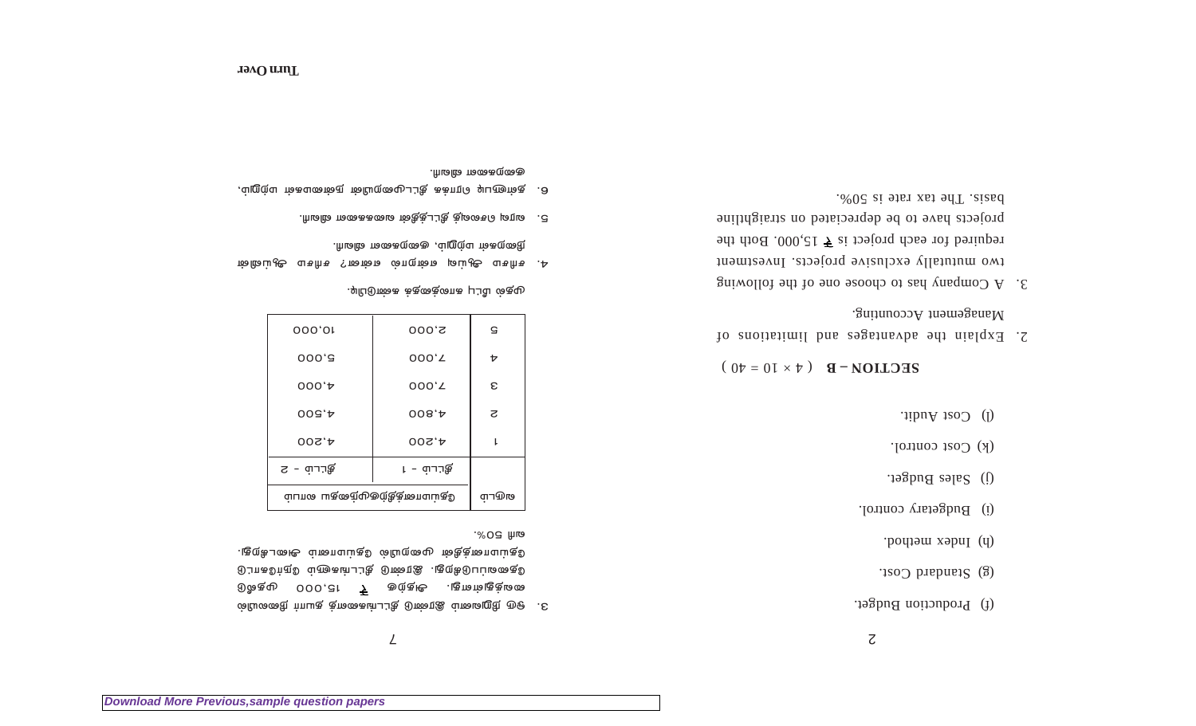(f) Production Budget.

(g) Standard Cost.

(h) Index method.

(i) Budgetary control.

(j) Sales Budget.

(k) Cost control.

(l) Cost Audit.

## SECTION – B (4 × 10 = 40)

2. Explain the advantages and limitations of Management Accounting.

3. A Company has to choose one of the following two mutually exclusive projects. Investment required for each project is ₹ 15,000. Both the projects have to be depreciated on straightline basis. The tax rate is 50%.

---

3. ஒரு நிறுவனம் இரண்டு திட்டங்களைத் தயார் நிலையில் வைத்திருந்தது. அதற்கு ₹ 15,000 முதலீடு தேவைப்படுகிறது. இரண்டு திட்டங்களும் நேர்க்கோட்டு தேய்மானத்திற்கு முறையில் தேய்மானம் அடைகிறது. வரி 50%.

| ஆண்டு | தேய்மானத்திற்குமுந்தைய லாபம் | |
|---|---|---|
| | திட்டம் - 1 | திட்டம் - 2 |
| 1 | 4,200 | 4,200 |
| 2 | 4,800 | 4,500 |
| 3 | 7,000 | 4,000 |
| 4 | 7,000 | 5,000 |
| 5 | 2,000 | 10,000 |

முதல் மீட்பு காலத்தைக் கண்டுபிடி.

4. சமச்சீர் அட்டவணை என்றால் என்ன? சமச்சீர் அட்டவணையின் நிறைகள் மற்றும், குறைகளை விவரி.

5. வரவு செலவுத் திட்டத்தின் வகைகளை விவரி.

6. நெகிழும் ஏற்பாட்டுத் திட்டமுறையின் நிறைகள் மற்றும், குறைகளை விவரி.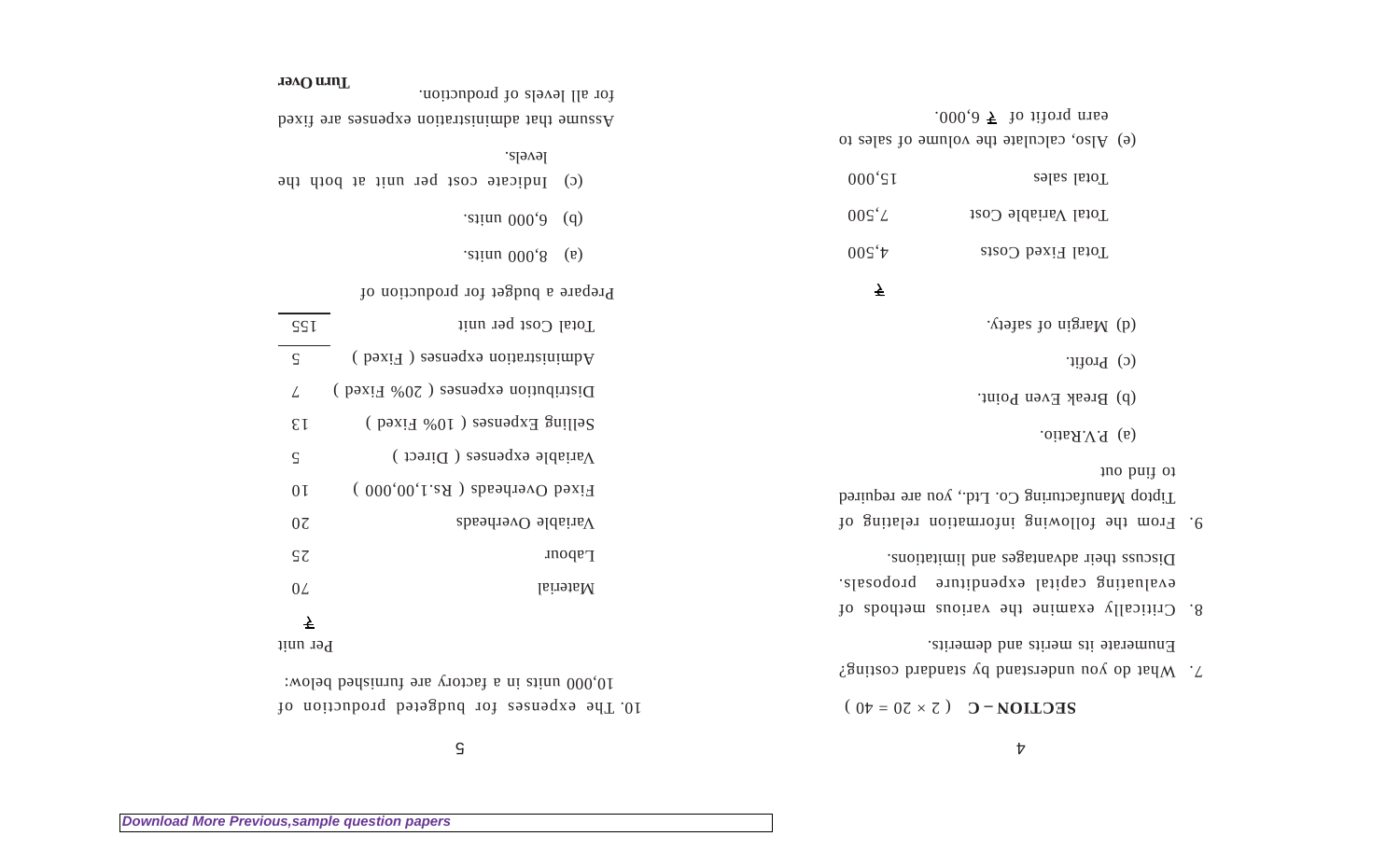## SECTION – C ( 2 × 20 = 40 )

7. What do you understand by standard costing? Enumerate its merits and demerits.

8. Critically examine the various methods of evaluating capital expenditure proposals. Discuss their advantages and limitations.

9. From the following information relating of Tiptop Manufacturing Co. Ltd., you are required to find out

   (a) P.V.Ratio.

   (b) Break Even Point.

   (c) Profit.

   (d) Margin of safety.

|  | ₹ |
|---|---|
| Total Fixed Costs | 4,500 |
| Total Variable Cost | 7,500 |
| Total sales | 15,000 |

   (e) Also, calculate the volume of sales to earn profit of ₹ 6,000.

10. The expenses for budgeted production of 10,000 units in a factory are furnished below:

|  | Per unit ₹ |
|---|---|
| Material | 70 |
| Labour | 25 |
| Variable Overheads | 20 |
| Fixed Overheads ( Rs.1,00,000 ) | 10 |
| Variable expenses ( Direct ) | 5 |
| Selling Expenses ( 10% Fixed ) | 13 |
| Distribution expenses ( 20% Fixed ) | 7 |
| Administration expenses ( Fixed ) | 5 |
| Total Cost per unit | 155 |

Prepare a budget for production of

   (a) 8,000 units.

   (b) 6,000 units.

   (c) Indicate cost per unit at both the levels.

Assume that administration expenses are fixed for all levels of production.

**Turn Over**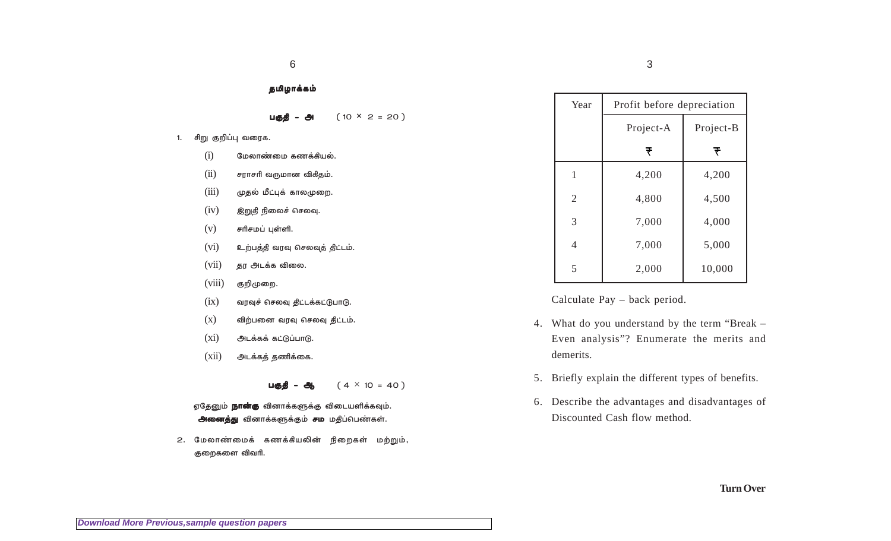## தமிழாக்கம்

**பகுதி – அ** (10 × 2 = 20)

1. சிறு குறிப்பு வரைக.
   - (i) மேலாண்மை கணக்கியல்.
   - (ii) சராசரி வருமான விகிதம்.
   - (iii) முதல் மீட்புக் காலமுறை.
   - (iv) இறுதி நிலைச் செலவு.
   - (v) சரிசமப் புள்ளி.
   - (vi) உற்பத்தி வரவு செலவுத் திட்டம்.
   - (vii) தர அடக்க விலை.
   - (viii) குறிமுறை.
   - (ix) வரவுச் செலவு திட்டக்கட்டுபாடு.
   - (x) விற்பனை வரவு செலவு திட்டம்.
   - (xi) அடக்கக் கட்டுப்பாடு.
   - (xii) அடக்கத் தணிக்கை.

**பகுதி – ஆ** (4 × 10 = 40)

ஏதேனும் **நான்கு** வினாக்களுக்கு விடையளிக்கவும்.
**அனைத்து** வினாக்களுக்கும் **சம** மதிப்பெண்கள்.

2. மேலாண்மைக் கணக்கியலின் நிறைகள் மற்றும், குறைகளை விவரி.

| Year | Profit before depreciation | |
|---|---|---|
| | Project-A | Project-B |
| | ₹ | ₹ |
| 1 | 4,200 | 4,200 |
| 2 | 4,800 | 4,500 |
| 3 | 7,000 | 4,000 |
| 4 | 7,000 | 5,000 |
| 5 | 2,000 | 10,000 |

Calculate Pay – back period.

4. What do you understand by the term "Break – Even analysis"? Enumerate the merits and demerits.

5. Briefly explain the different types of benefits.

6. Describe the advantages and disadvantages of Discounted Cash flow method.

**Turn Over**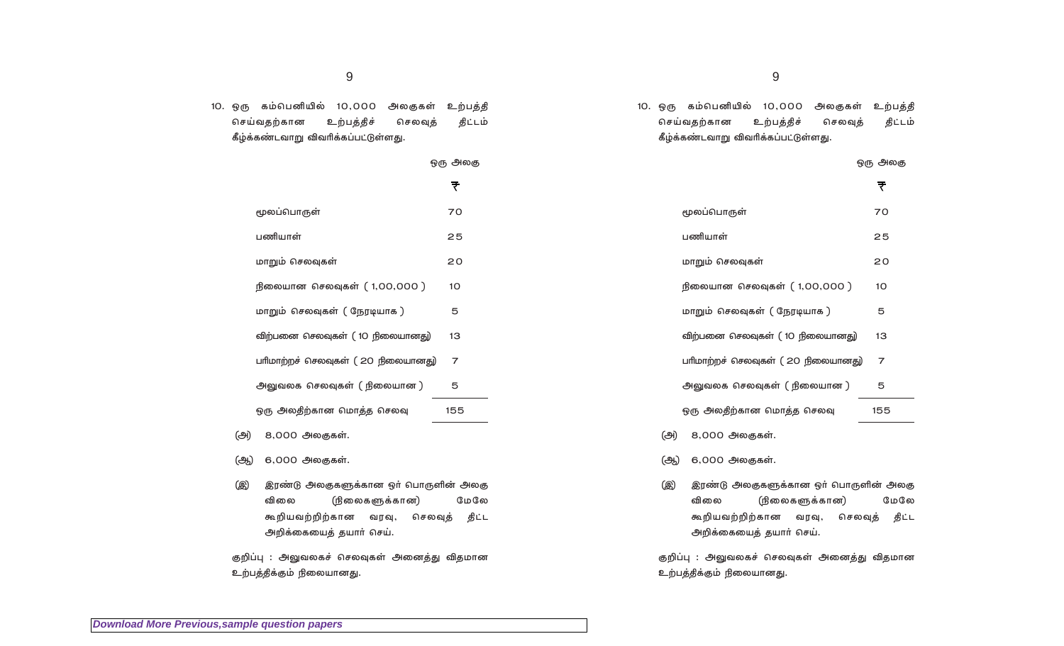10. ஒரு கம்பெனியில் 10,000 அலகுகள் உற்பத்தி செய்வதற்கான உற்பத்திச் செலவுத் திட்டம் கீழ்க்கண்டவாறு விவரிக்கப்பட்டுள்ளது.

| | ஒரு அலகு ₹ |
|---|---|
| மூலப்பொருள் | 70 |
| பணியாள் | 25 |
| மாறும் செலவுகள் | 20 |
| நிலையான செலவுகள் ( 1,00,000 ) | 10 |
| மாறும் செலவுகள் ( நேரடியாக ) | 5 |
| விற்பனை செலவுகள் ( 10 நிலையானது) | 13 |
| பரிமாற்றச் செலவுகள் ( 20 நிலையானது) | 7 |
| அலுவலக செலவுகள் ( நிலையான ) | 5 |
| ஒரு அலகிற்கான மொத்த செலவு | 155 |

(அ) 8,000 அலகுகள்.

(ஆ) 6,000 அலகுகள்.

(இ) இரண்டு அலகுகளுக்கான ஓர் பொருளின் அலகு விலை (நிலைகளுக்கான) மேலே கூறியவற்றிற்கான வரவு, செலவுத் திட்ட அறிக்கையைத் தயார் செய்.

குறிப்பு : அலுவலகச் செலவுகள் அனைத்து விதமான உற்பத்திக்கும் நிலையானது.